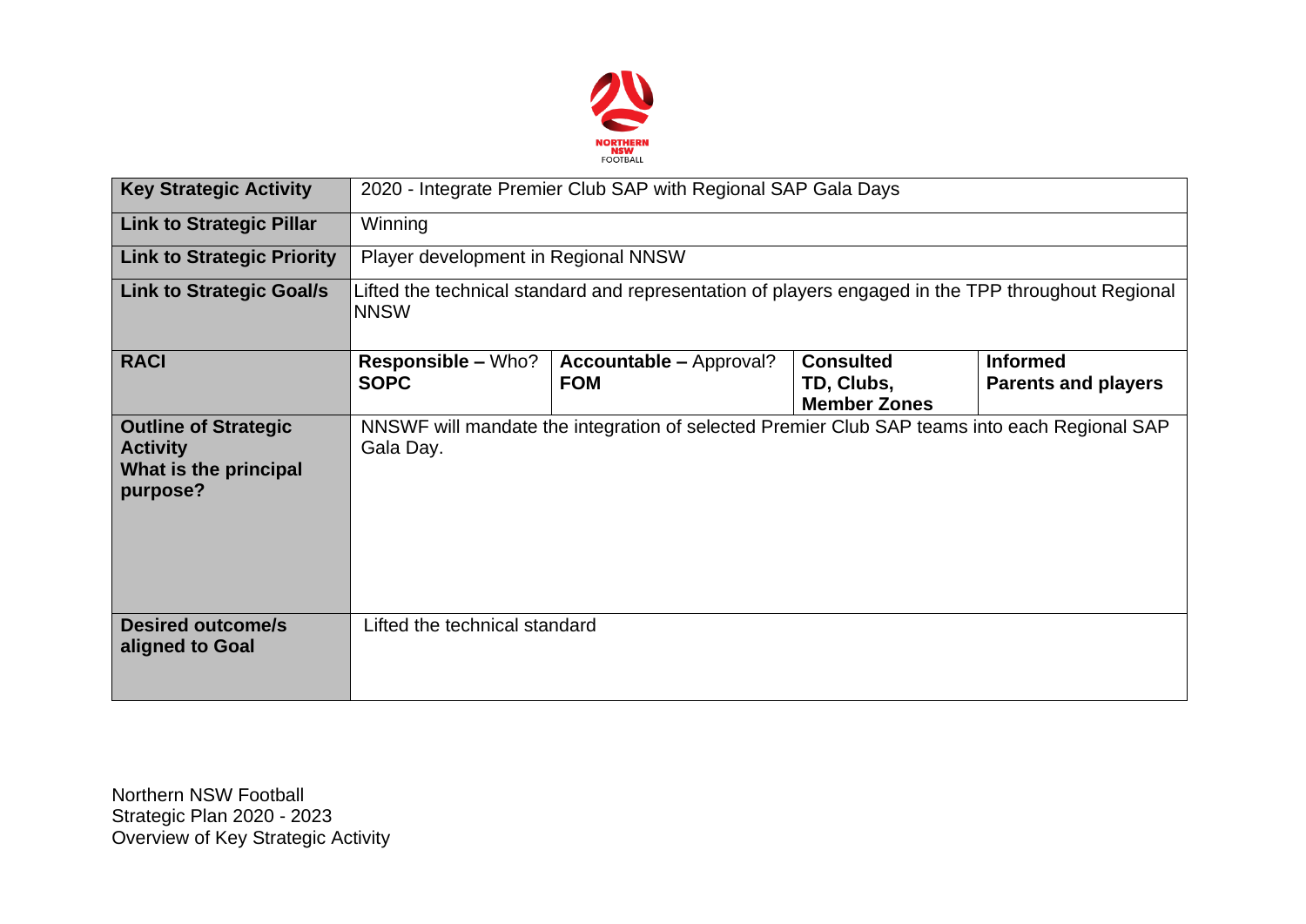NORTHERN NSW FOOTBALL

| Key Strategic Activity | 2020 - Integrate Premier Club SAP with Regional SAP Gala Days | | | |
|---|---|---|---|---|
| **Link to Strategic Pillar** | Winning | | | |
| **Link to Strategic Priority** | Player development in Regional NNSW | | | |
| **Link to Strategic Goal/s** | Lifted the technical standard and representation of players engaged in the TPP throughout Regional NNSW | | | |
| **RACI** | **Responsible –** Who? **SOPC** | **Accountable –** Approval? **FOM** | **Consulted** **TD, Clubs, Member Zones** | **Informed** **Parents and players** |
| **Outline of Strategic Activity What is the principal purpose?** | NNSWF will mandate the integration of selected Premier Club SAP teams into each Regional SAP Gala Day. | | | |
| **Desired outcome/s aligned to Goal** | Lifted the technical standard | | | |

Northern NSW Football
Strategic Plan 2020 - 2023
Overview of Key Strategic Activity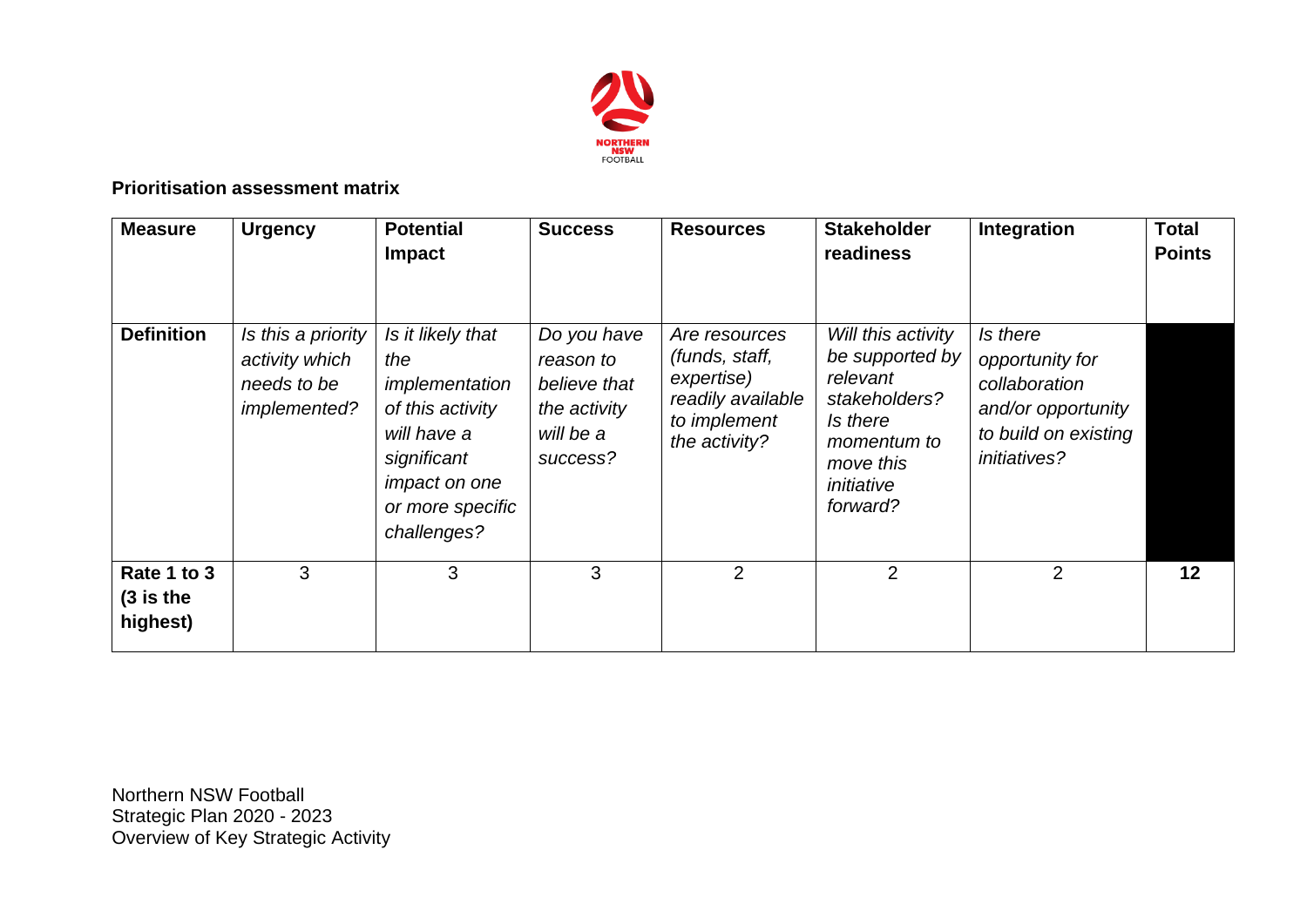**Prioritisation assessment matrix**

| Measure | Urgency | Potential Impact | Success | Resources | Stakeholder readiness | Integration | Total Points |
|---|---|---|---|---|---|---|---|
| **Definition** | *Is this a priority activity which needs to be implemented?* | *Is it likely that the implementation of this activity will have a significant impact on one or more specific challenges?* | *Do you have reason to believe that the activity will be a success?* | *Are resources (funds, staff, expertise) readily available to implement the activity?* | *Will this activity be supported by relevant stakeholders? Is there momentum to move this initiative forward?* | *Is there opportunity for collaboration and/or opportunity to build on existing initiatives?* | |
| **Rate 1 to 3 (3 is the highest)** | 3 | 3 | 3 | 2 | 2 | 2 | **12** |

Northern NSW Football
Strategic Plan 2020 - 2023
Overview of Key Strategic Activity